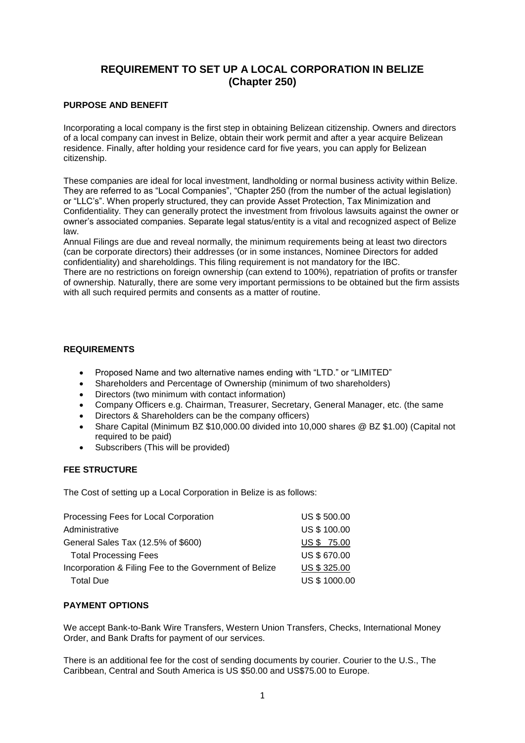# REQUIREMENT TO SET UP A LOCAL CORPORATION IN BELIZE (Chapter 250)

### PURPOSE AND BENEFIT

Incorporating a local company is the first step in obtaining Belizean citizenship. Owners and directors of a local company can invest in Belize, obtain their work permit and after a year acquire Belizean residence. Finally, after holding your residence card for five years, you can apply for Belizean citizenship.

These companies are ideal for local investment, landholding or normal business activity within Belize. They are referred to as "Local Companies", "Chapter 250 (from the number of the actual legislation) or "LLC's". When properly structured, they can provide Asset Protection, Tax Minimization and Confidentiality. They can generally protect the investment from frivolous lawsuits against the owner or owner's associated companies. Separate legal status/entity is a vital and recognized aspect of Belize law.

Annual Filings are due and reveal normally, the minimum requirements being at least two directors (can be corporate directors) their addresses (or in some instances, Nominee Directors for added confidentiality) and shareholdings. This filing requirement is not mandatory for the IBC.

There are no restrictions on foreign ownership (can extend to 100%), repatriation of profits or transfer of ownership. Naturally, there are some very important permissions to be obtained but the firm assists with all such required permits and consents as a matter of routine.

### REQUIREMENTS

- Proposed Name and two alternative names ending with "LTD." or "LIMITED"
- Shareholders and Percentage of Ownership (minimum of two shareholders)
- Directors (two minimum with contact information)
- Company Officers e.g. Chairman, Treasurer, Secretary, General Manager, etc. (the same
- Directors & Shareholders can be the company officers)
- Share Capital (Minimum BZ $10,000.00 divided into 10,000 shares @ BZ $1.00) (Capital not required to be paid)
- Subscribers (This will be provided)

### FEE STRUCTURE

The Cost of setting up a Local Corporation in Belize is as follows:

| | |
|---|---|
| Processing Fees for Local Corporation | US $ 500.00 |
| Administrative | US $ 100.00 |
| General Sales Tax (12.5% of $600) | US $ 75.00 |
| Total Processing Fees | US $ 670.00 |
| Incorporation & Filing Fee to the Government of Belize | US $ 325.00 |
| Total Due | US $ 1000.00 |

### PAYMENT OPTIONS

We accept Bank-to-Bank Wire Transfers, Western Union Transfers, Checks, International Money Order, and Bank Drafts for payment of our services.

There is an additional fee for the cost of sending documents by courier. Courier to the U.S., The Caribbean, Central and South America is US $50.00 and US$75.00 to Europe.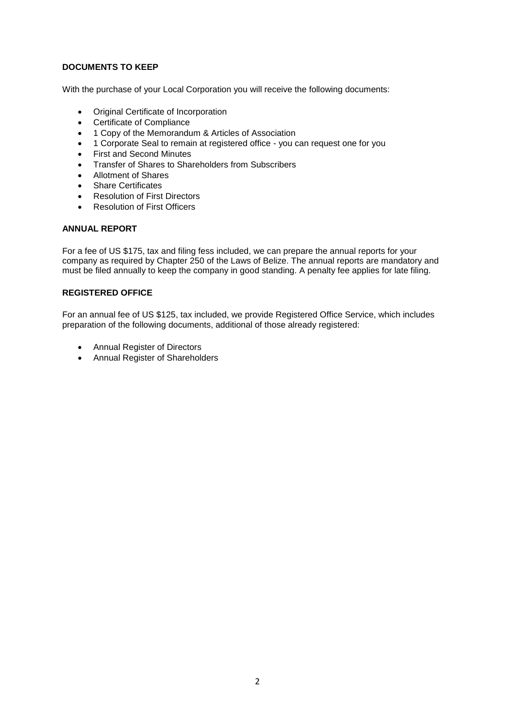**DOCUMENTS TO KEEP**

With the purchase of your Local Corporation you will receive the following documents:

- Original Certificate of Incorporation
- Certificate of Compliance
- 1 Copy of the Memorandum & Articles of Association
- 1 Corporate Seal to remain at registered office - you can request one for you
- First and Second Minutes
- Transfer of Shares to Shareholders from Subscribers
- Allotment of Shares
- Share Certificates
- Resolution of First Directors
- Resolution of First Officers

**ANNUAL REPORT**

For a fee of US $175, tax and filing fess included, we can prepare the annual reports for your company as required by Chapter 250 of the Laws of Belize. The annual reports are mandatory and must be filed annually to keep the company in good standing. A penalty fee applies for late filing.

**REGISTERED OFFICE**

For an annual fee of US $125, tax included, we provide Registered Office Service, which includes preparation of the following documents, additional of those already registered:

- Annual Register of Directors
- Annual Register of Shareholders